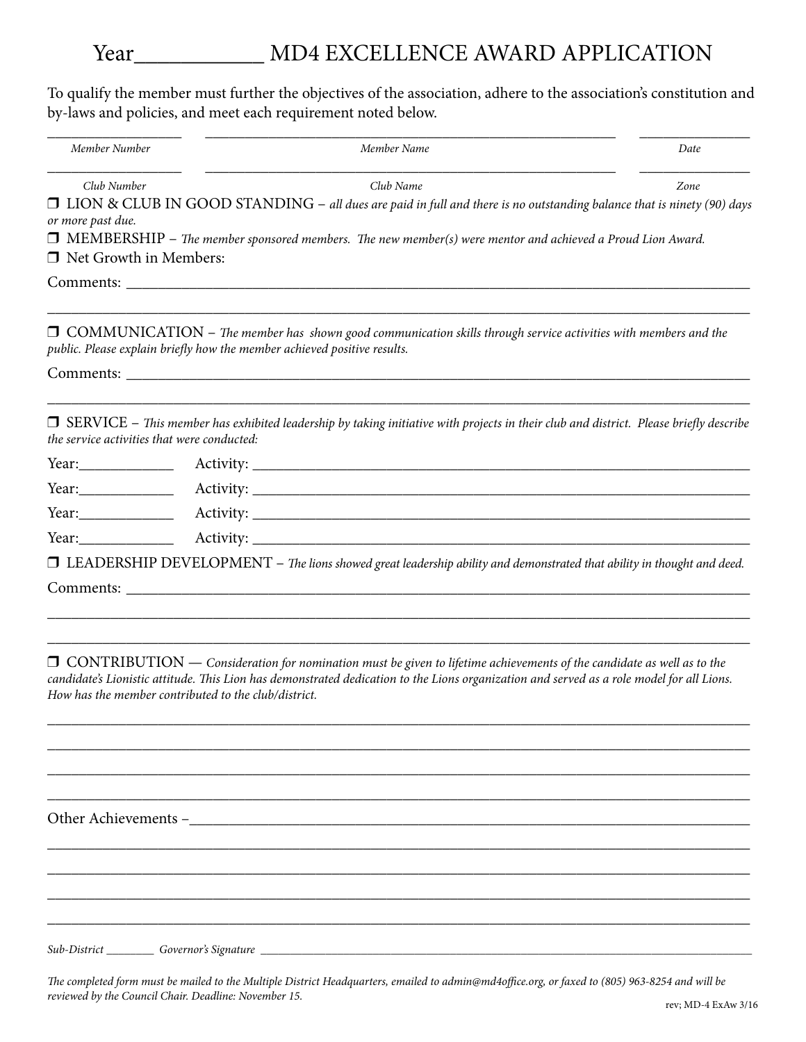# Year__________ MD4 EXCELLENCE AWARD APPLICATION

To qualify the member must further the objectives of the association, adhere to the association's constitution and by-laws and policies, and meet each requirement noted below.

| ________________ | ________________________________________ | ____________ |
|---|---|---|
| *Member Number* | *Member Name* | *Date* |
| ________________ | ________________________________________ | ____________ |
| *Club Number* | *Club Name* | *Zone* |

❒ LION & CLUB IN GOOD STANDING – *all dues are paid in full and there is no outstanding balance that is ninety (90) days or more past due.*

❒ MEMBERSHIP – *The member sponsored members. The new member(s) were mentor and achieved a Proud Lion Award.*

❒ Net Growth in Members:

Comments: ______________________________________________________________________________

______________________________________________________________________________________

❒ COMMUNICATION – *The member has shown good communication skills through service activities with members and the public. Please explain briefly how the member achieved positive results.*

Comments: ______________________________________________________________________________

______________________________________________________________________________________

❒ SERVICE – *This member has exhibited leadership by taking initiative with projects in their club and district. Please briefly describe the service activities that were conducted:*

Year:__________ Activity: ___________________________________________________________________

Year:__________ Activity: ___________________________________________________________________

Year:__________ Activity: ___________________________________________________________________

Year:__________ Activity: ___________________________________________________________________

❒ LEADERSHIP DEVELOPMENT – *The lions showed great leadership ability and demonstrated that ability in thought and deed.*

Comments: ______________________________________________________________________________

______________________________________________________________________________________

______________________________________________________________________________________

❒ CONTRIBUTION — *Consideration for nomination must be given to lifetime achievements of the candidate as well as to the candidate's Lionistic attitude. This Lion has demonstrated dedication to the Lions organization and served as a role model for all Lions. How has the member contributed to the club/district.*

______________________________________________________________________________________

______________________________________________________________________________________

______________________________________________________________________________________

______________________________________________________________________________________

Other Achievements –__________________________________________________________________________

______________________________________________________________________________________

______________________________________________________________________________________

______________________________________________________________________________________

______________________________________________________________________________________

*Sub-District* ________ *Governor's Signature* ____________________________________________________________

*The completed form must be mailed to the Multiple District Headquarters, emailed to admin@md4office.org, or faxed to (805) 963-8254 and will be reviewed by the Council Chair. Deadline: November 15.*

rev; MD-4 ExAw 3/16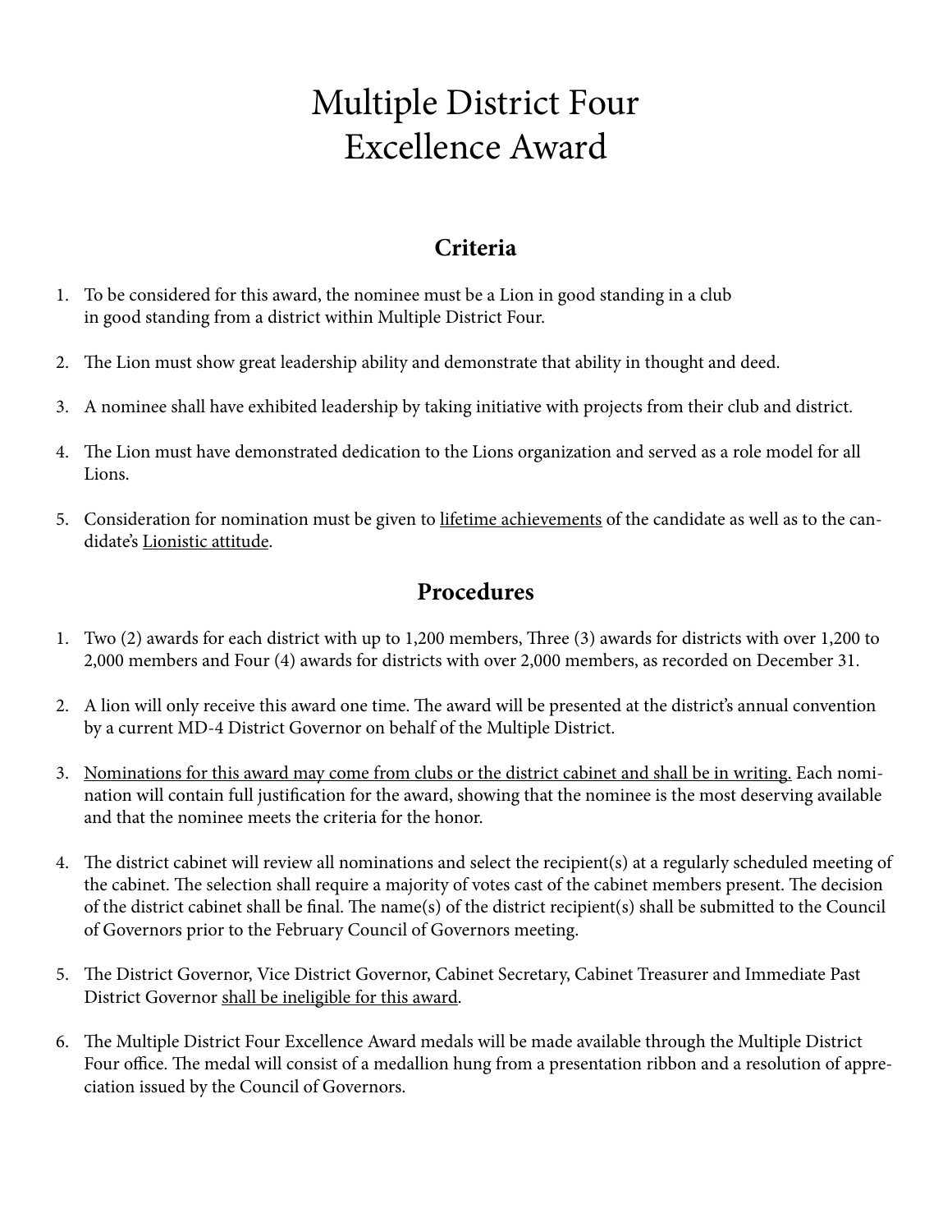# Multiple District Four Excellence Award

## Criteria

1. To be considered for this award, the nominee must be a Lion in good standing in a club in good standing from a district within Multiple District Four.

2. The Lion must show great leadership ability and demonstrate that ability in thought and deed.

3. A nominee shall have exhibited leadership by taking initiative with projects from their club and district.

4. The Lion must have demonstrated dedication to the Lions organization and served as a role model for all Lions.

5. Consideration for nomination must be given to <u>lifetime achievements</u> of the candidate as well as to the candidate's <u>Lionistic attitude</u>.

## Procedures

1. Two (2) awards for each district with up to 1,200 members, Three (3) awards for districts with over 1,200 to 2,000 members and Four (4) awards for districts with over 2,000 members, as recorded on December 31.

2. A lion will only receive this award one time. The award will be presented at the district's annual convention by a current MD-4 District Governor on behalf of the Multiple District.

3. <u>Nominations for this award may come from clubs or the district cabinet and shall be in writing.</u> Each nomination will contain full justification for the award, showing that the nominee is the most deserving available and that the nominee meets the criteria for the honor.

4. The district cabinet will review all nominations and select the recipient(s) at a regularly scheduled meeting of the cabinet. The selection shall require a majority of votes cast of the cabinet members present. The decision of the district cabinet shall be final. The name(s) of the district recipient(s) shall be submitted to the Council of Governors prior to the February Council of Governors meeting.

5. The District Governor, Vice District Governor, Cabinet Secretary, Cabinet Treasurer and Immediate Past District Governor <u>shall be ineligible for this award</u>.

6. The Multiple District Four Excellence Award medals will be made available through the Multiple District Four office. The medal will consist of a medallion hung from a presentation ribbon and a resolution of appreciation issued by the Council of Governors.